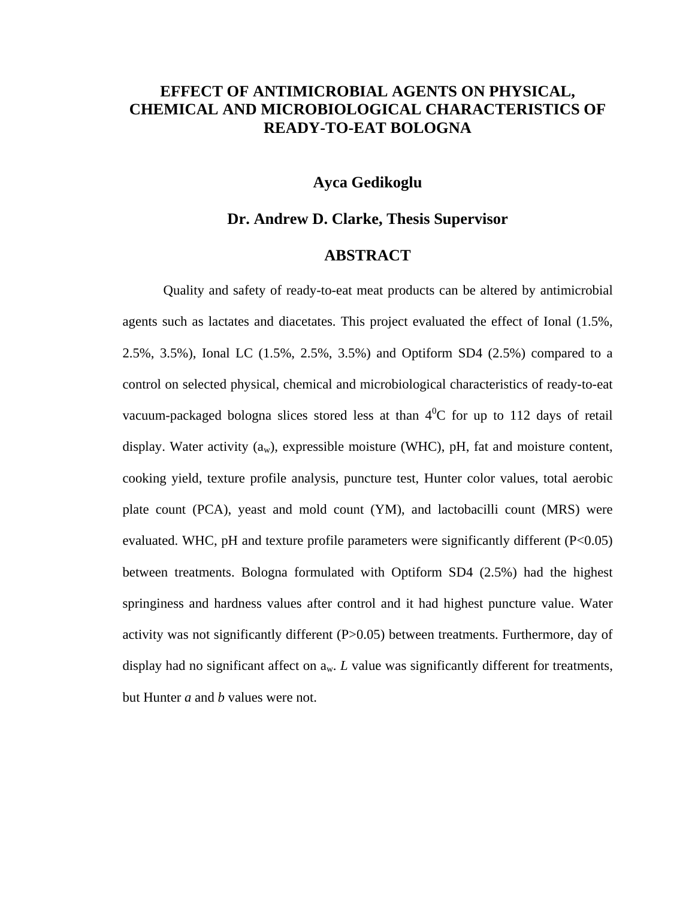# EFFECT OF ANTIMICROBIAL AGENTS ON PHYSICAL, CHEMICAL AND MICROBIOLOGICAL CHARACTERISTICS OF READY-TO-EAT BOLOGNA

**Ayca Gedikoglu**

**Dr. Andrew D. Clarke, Thesis Supervisor**

## ABSTRACT

Quality and safety of ready-to-eat meat products can be altered by antimicrobial agents such as lactates and diacetates. This project evaluated the effect of Ional (1.5%, 2.5%, 3.5%), Ional LC (1.5%, 2.5%, 3.5%) and Optiform SD4 (2.5%) compared to a control on selected physical, chemical and microbiological characteristics of ready-to-eat vacuum-packaged bologna slices stored less at than $4^{0}$C for up to 112 days of retail display. Water activity ($a_w$), expressible moisture (WHC), pH, fat and moisture content, cooking yield, texture profile analysis, puncture test, Hunter color values, total aerobic plate count (PCA), yeast and mold count (YM), and lactobacilli count (MRS) were evaluated. WHC, pH and texture profile parameters were significantly different ($P<0.05$) between treatments. Bologna formulated with Optiform SD4 (2.5%) had the highest springiness and hardness values after control and it had highest puncture value. Water activity was not significantly different ($P>0.05$) between treatments. Furthermore, day of display had no significant affect on $a_w$. *L* value was significantly different for treatments, but Hunter *a* and *b* values were not.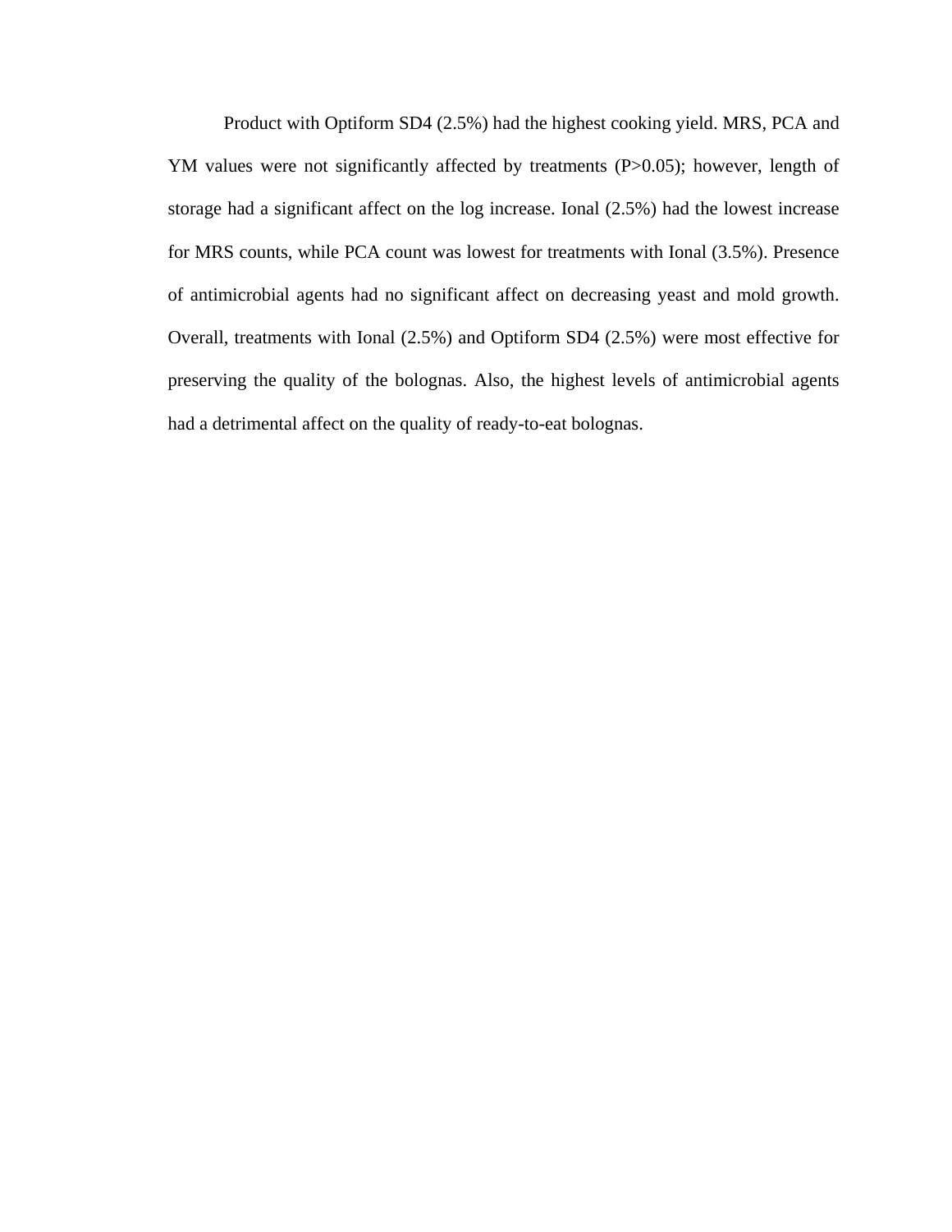Product with Optiform SD4 (2.5%) had the highest cooking yield. MRS, PCA and YM values were not significantly affected by treatments ($P>0.05$); however, length of storage had a significant affect on the log increase. Ional (2.5%) had the lowest increase for MRS counts, while PCA count was lowest for treatments with Ional (3.5%). Presence of antimicrobial agents had no significant affect on decreasing yeast and mold growth. Overall, treatments with Ional (2.5%) and Optiform SD4 (2.5%) were most effective for preserving the quality of the bolognas. Also, the highest levels of antimicrobial agents had a detrimental affect on the quality of ready-to-eat bolognas.